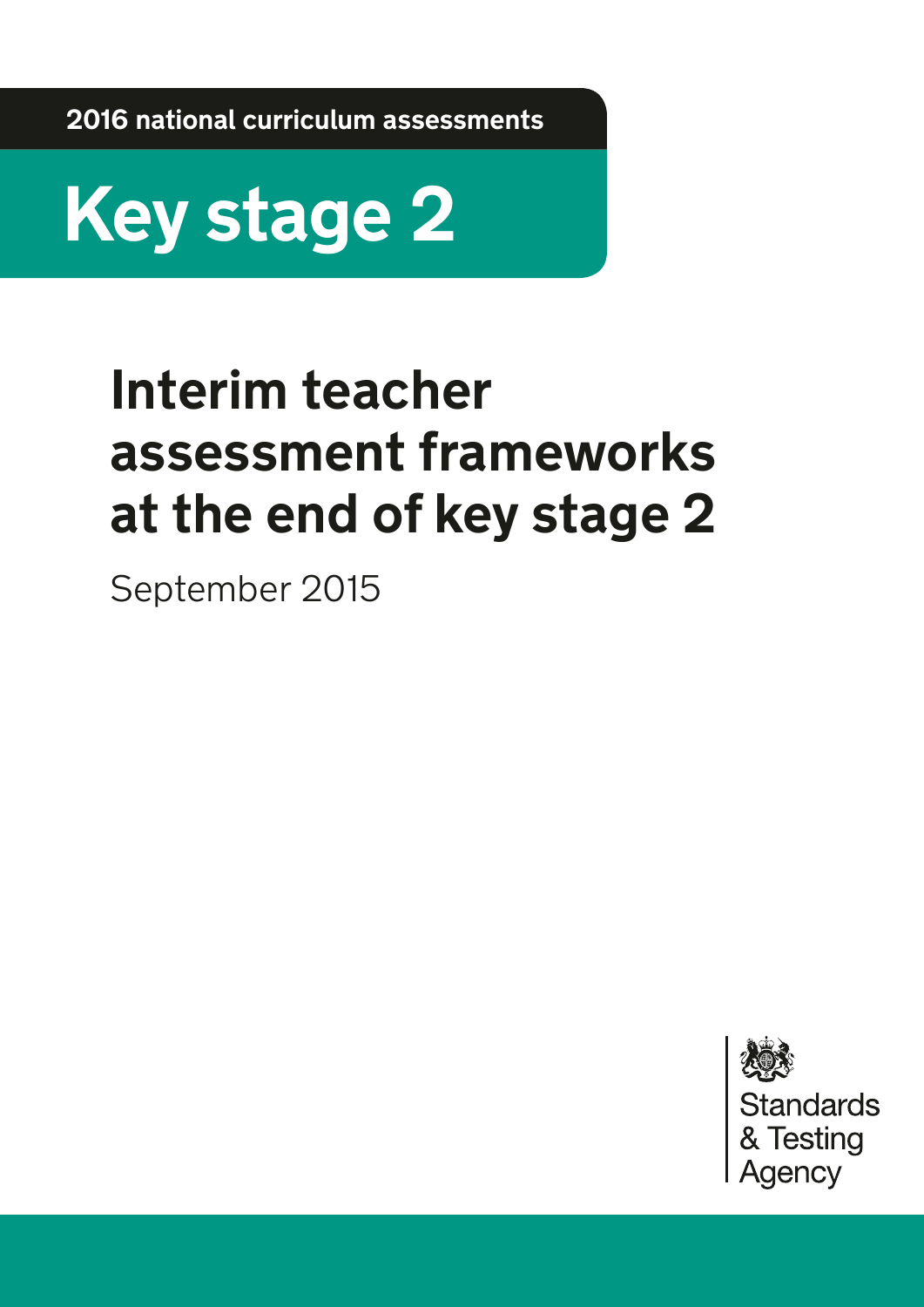2016 national curriculum assessments

# Key stage 2

## Interim teacher assessment frameworks at the end of key stage 2

September 2015

Standards & Testing Agency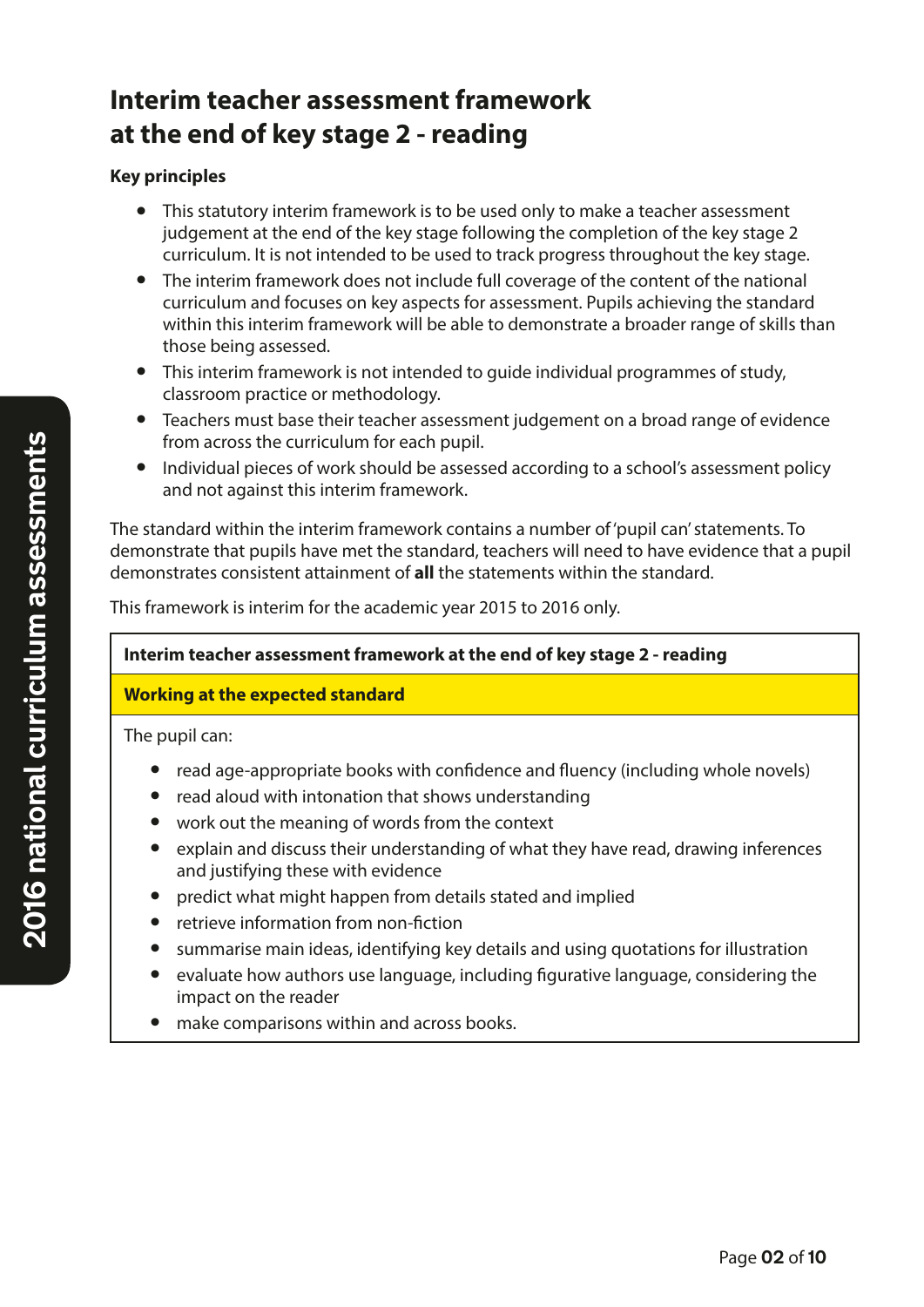# Interim teacher assessment framework at the end of key stage 2 - reading

**Key principles**

- This statutory interim framework is to be used only to make a teacher assessment judgement at the end of the key stage following the completion of the key stage 2 curriculum. It is not intended to be used to track progress throughout the key stage.
- The interim framework does not include full coverage of the content of the national curriculum and focuses on key aspects for assessment. Pupils achieving the standard within this interim framework will be able to demonstrate a broader range of skills than those being assessed.
- This interim framework is not intended to guide individual programmes of study, classroom practice or methodology.
- Teachers must base their teacher assessment judgement on a broad range of evidence from across the curriculum for each pupil.
- Individual pieces of work should be assessed according to a school's assessment policy and not against this interim framework.

The standard within the interim framework contains a number of 'pupil can' statements. To demonstrate that pupils have met the standard, teachers will need to have evidence that a pupil demonstrates consistent attainment of **all** the statements within the standard.

This framework is interim for the academic year 2015 to 2016 only.

**Interim teacher assessment framework at the end of key stage 2 - reading**

**Working at the expected standard**

The pupil can:

- read age-appropriate books with confidence and fluency (including whole novels)
- read aloud with intonation that shows understanding
- work out the meaning of words from the context
- explain and discuss their understanding of what they have read, drawing inferences and justifying these with evidence
- predict what might happen from details stated and implied
- retrieve information from non-fiction
- summarise main ideas, identifying key details and using quotations for illustration
- evaluate how authors use language, including figurative language, considering the impact on the reader
- make comparisons within and across books.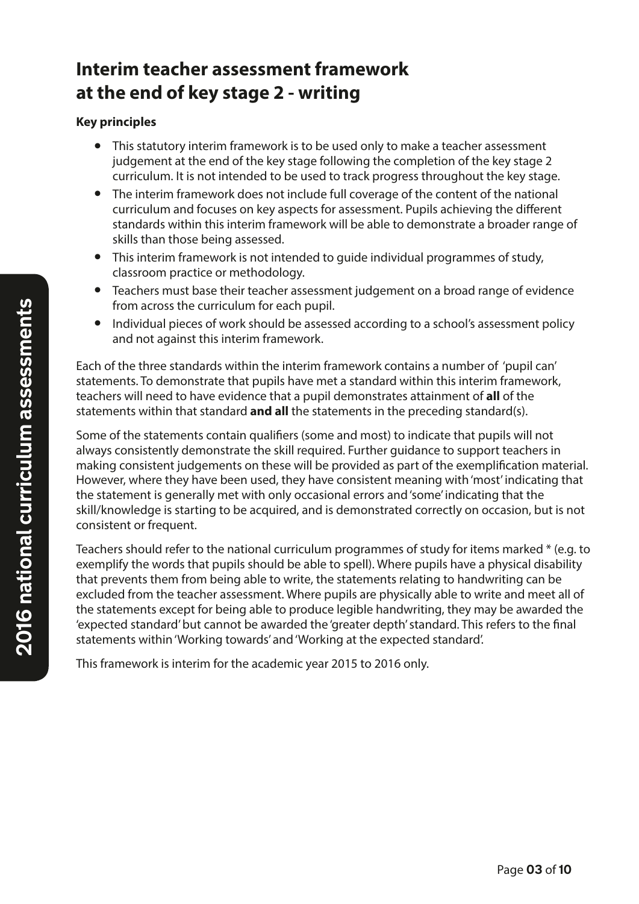# Interim teacher assessment framework at the end of key stage 2 - writing

**Key principles**

- This statutory interim framework is to be used only to make a teacher assessment judgement at the end of the key stage following the completion of the key stage 2 curriculum. It is not intended to be used to track progress throughout the key stage.
- The interim framework does not include full coverage of the content of the national curriculum and focuses on key aspects for assessment. Pupils achieving the different standards within this interim framework will be able to demonstrate a broader range of skills than those being assessed.
- This interim framework is not intended to guide individual programmes of study, classroom practice or methodology.
- Teachers must base their teacher assessment judgement on a broad range of evidence from across the curriculum for each pupil.
- Individual pieces of work should be assessed according to a school's assessment policy and not against this interim framework.

Each of the three standards within the interim framework contains a number of 'pupil can' statements. To demonstrate that pupils have met a standard within this interim framework, teachers will need to have evidence that a pupil demonstrates attainment of **all** of the statements within that standard **and all** the statements in the preceding standard(s).

Some of the statements contain qualifiers (some and most) to indicate that pupils will not always consistently demonstrate the skill required. Further guidance to support teachers in making consistent judgements on these will be provided as part of the exemplification material. However, where they have been used, they have consistent meaning with 'most' indicating that the statement is generally met with only occasional errors and 'some' indicating that the skill/knowledge is starting to be acquired, and is demonstrated correctly on occasion, but is not consistent or frequent.

Teachers should refer to the national curriculum programmes of study for items marked * (e.g. to exemplify the words that pupils should be able to spell). Where pupils have a physical disability that prevents them from being able to write, the statements relating to handwriting can be excluded from the teacher assessment. Where pupils are physically able to write and meet all of the statements except for being able to produce legible handwriting, they may be awarded the 'expected standard' but cannot be awarded the 'greater depth' standard. This refers to the final statements within 'Working towards' and 'Working at the expected standard'.

This framework is interim for the academic year 2015 to 2016 only.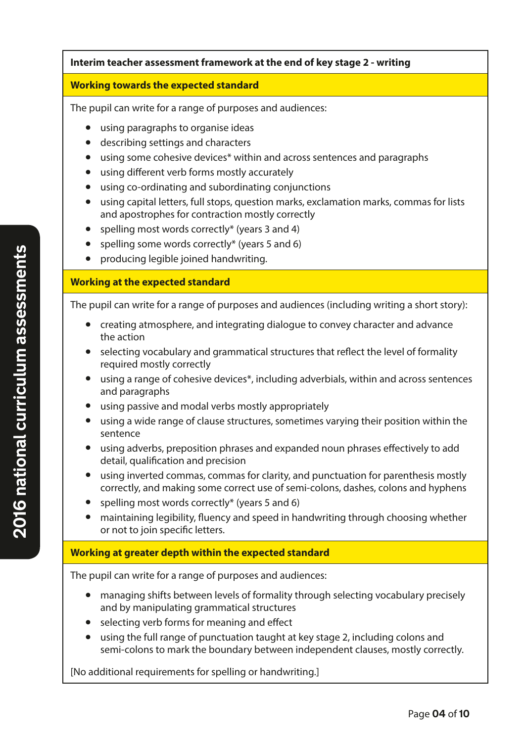**Interim teacher assessment framework at the end of key stage 2 - writing**

## Working towards the expected standard

The pupil can write for a range of purposes and audiences:

- using paragraphs to organise ideas
- describing settings and characters
- using some cohesive devices* within and across sentences and paragraphs
- using different verb forms mostly accurately
- using co-ordinating and subordinating conjunctions
- using capital letters, full stops, question marks, exclamation marks, commas for lists and apostrophes for contraction mostly correctly
- spelling most words correctly* (years 3 and 4)
- spelling some words correctly* (years 5 and 6)
- producing legible joined handwriting.

## Working at the expected standard

The pupil can write for a range of purposes and audiences (including writing a short story):

- creating atmosphere, and integrating dialogue to convey character and advance the action
- selecting vocabulary and grammatical structures that reflect the level of formality required mostly correctly
- using a range of cohesive devices*, including adverbials, within and across sentences and paragraphs
- using passive and modal verbs mostly appropriately
- using a wide range of clause structures, sometimes varying their position within the sentence
- using adverbs, preposition phrases and expanded noun phrases effectively to add detail, qualification and precision
- using inverted commas, commas for clarity, and punctuation for parenthesis mostly correctly, and making some correct use of semi-colons, dashes, colons and hyphens
- spelling most words correctly* (years 5 and 6)
- maintaining legibility, fluency and speed in handwriting through choosing whether or not to join specific letters.

## Working at greater depth within the expected standard

The pupil can write for a range of purposes and audiences:

- managing shifts between levels of formality through selecting vocabulary precisely and by manipulating grammatical structures
- selecting verb forms for meaning and effect
- using the full range of punctuation taught at key stage 2, including colons and semi-colons to mark the boundary between independent clauses, mostly correctly.

[No additional requirements for spelling or handwriting.]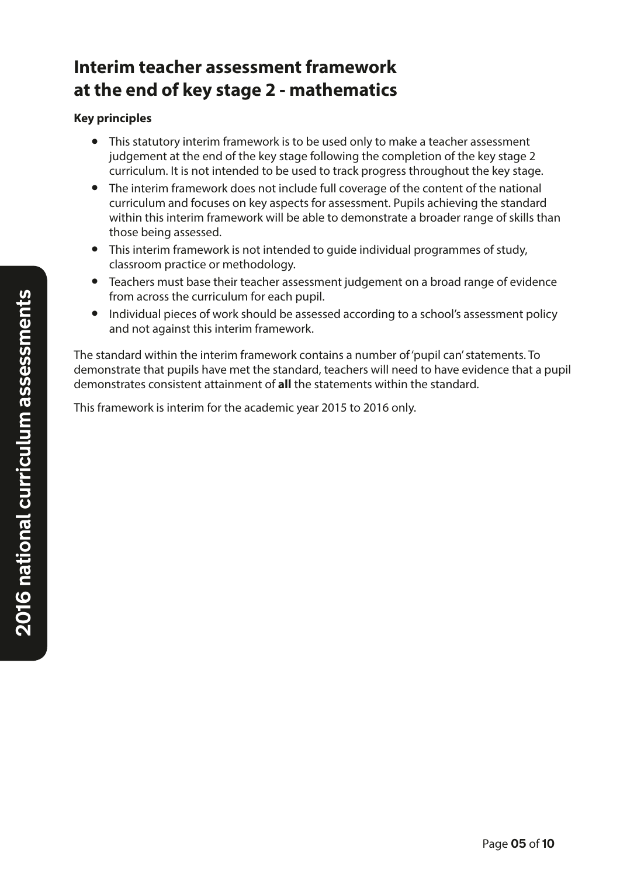# Interim teacher assessment framework at the end of key stage 2 - mathematics

**Key principles**

- This statutory interim framework is to be used only to make a teacher assessment judgement at the end of the key stage following the completion of the key stage 2 curriculum. It is not intended to be used to track progress throughout the key stage.
- The interim framework does not include full coverage of the content of the national curriculum and focuses on key aspects for assessment. Pupils achieving the standard within this interim framework will be able to demonstrate a broader range of skills than those being assessed.
- This interim framework is not intended to guide individual programmes of study, classroom practice or methodology.
- Teachers must base their teacher assessment judgement on a broad range of evidence from across the curriculum for each pupil.
- Individual pieces of work should be assessed according to a school's assessment policy and not against this interim framework.

The standard within the interim framework contains a number of 'pupil can' statements. To demonstrate that pupils have met the standard, teachers will need to have evidence that a pupil demonstrates consistent attainment of **all** the statements within the standard.

This framework is interim for the academic year 2015 to 2016 only.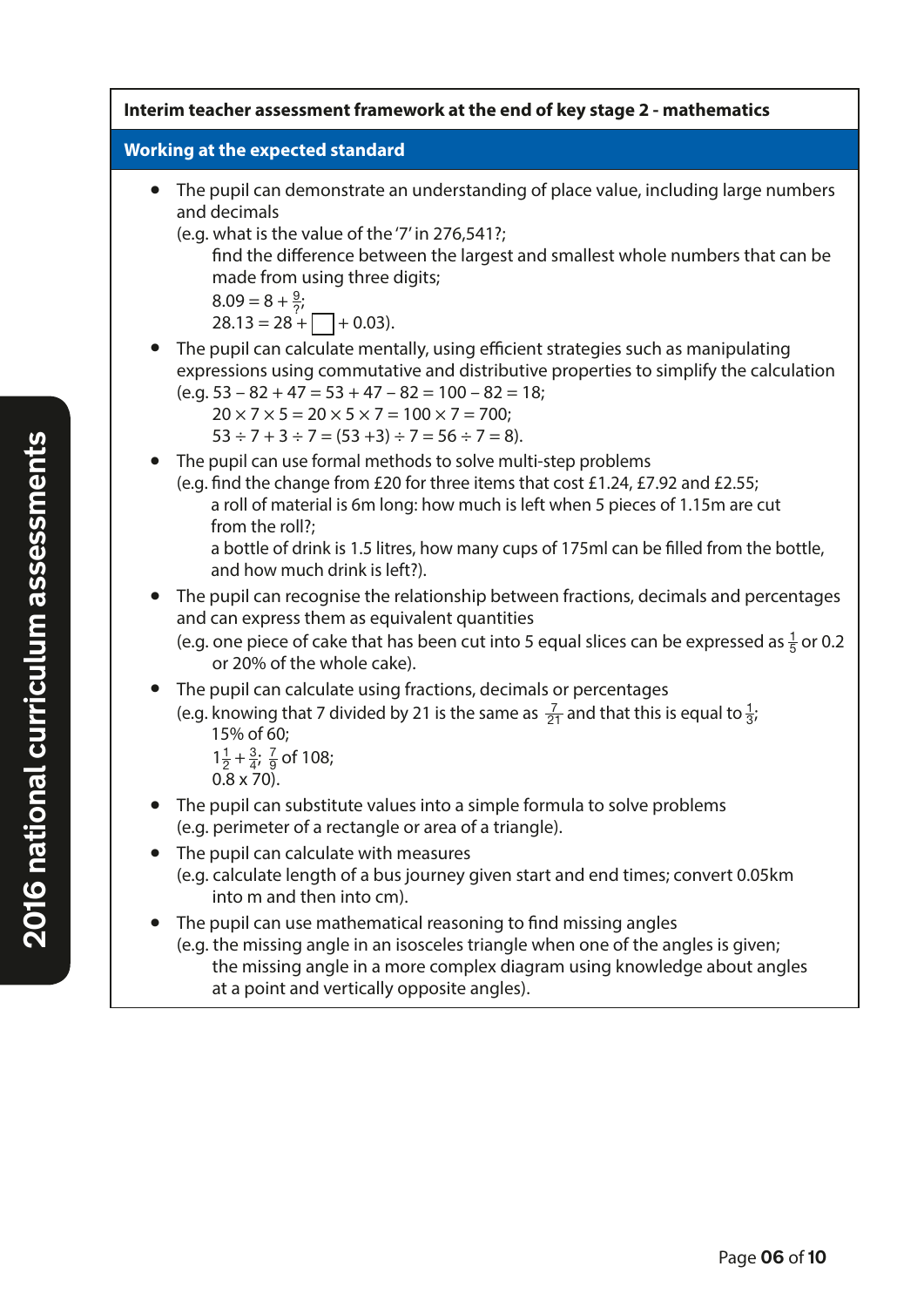**Interim teacher assessment framework at the end of key stage 2 - mathematics**

**Working at the expected standard**

- The pupil can demonstrate an understanding of place value, including large numbers and decimals
  (e.g. what is the value of the '7' in 276,541?;
  find the difference between the largest and smallest whole numbers that can be made from using three digits;
  $8.09 = 8 + \frac{9}{?}$;
  $28.13 = 28 + \square + 0.03$).
- The pupil can calculate mentally, using efficient strategies such as manipulating expressions using commutative and distributive properties to simplify the calculation
  (e.g. $53 - 82 + 47 = 53 + 47 - 82 = 100 - 82 = 18$;
  $20 \times 7 \times 5 = 20 \times 5 \times 7 = 100 \times 7 = 700$;
  $53 \div 7 + 3 \div 7 = (53 + 3) \div 7 = 56 \div 7 = 8$).
- The pupil can use formal methods to solve multi-step problems
  (e.g. find the change from £20 for three items that cost £1.24, £7.92 and £2.55;
  a roll of material is 6m long: how much is left when 5 pieces of 1.15m are cut from the roll?;
  a bottle of drink is 1.5 litres, how many cups of 175ml can be filled from the bottle, and how much drink is left?).
- The pupil can recognise the relationship between fractions, decimals and percentages and can express them as equivalent quantities
  (e.g. one piece of cake that has been cut into 5 equal slices can be expressed as $\frac{1}{5}$ or 0.2 or 20% of the whole cake).
- The pupil can calculate using fractions, decimals or percentages
  (e.g. knowing that 7 divided by 21 is the same as $\frac{7}{21}$ and that this is equal to $\frac{1}{3}$;
  15% of 60;
  $1\frac{1}{2} + \frac{3}{4}$; $\frac{7}{9}$ of 108;
  $0.8 \times 70$).
- The pupil can substitute values into a simple formula to solve problems
  (e.g. perimeter of a rectangle or area of a triangle).
- The pupil can calculate with measures
  (e.g. calculate length of a bus journey given start and end times; convert 0.05km into m and then into cm).
- The pupil can use mathematical reasoning to find missing angles
  (e.g. the missing angle in an isosceles triangle when one of the angles is given;
  the missing angle in a more complex diagram using knowledge about angles at a point and vertically opposite angles).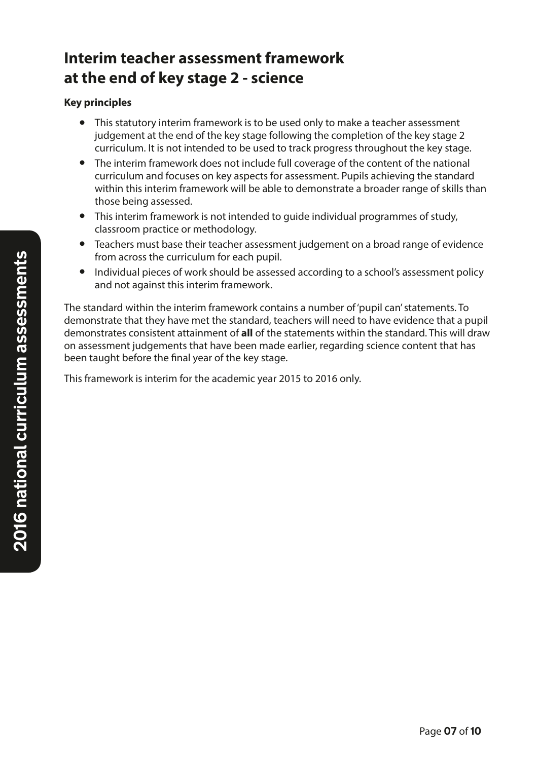# Interim teacher assessment framework at the end of key stage 2 - science

**Key principles**

- This statutory interim framework is to be used only to make a teacher assessment judgement at the end of the key stage following the completion of the key stage 2 curriculum. It is not intended to be used to track progress throughout the key stage.
- The interim framework does not include full coverage of the content of the national curriculum and focuses on key aspects for assessment. Pupils achieving the standard within this interim framework will be able to demonstrate a broader range of skills than those being assessed.
- This interim framework is not intended to guide individual programmes of study, classroom practice or methodology.
- Teachers must base their teacher assessment judgement on a broad range of evidence from across the curriculum for each pupil.
- Individual pieces of work should be assessed according to a school's assessment policy and not against this interim framework.

The standard within the interim framework contains a number of 'pupil can' statements. To demonstrate that they have met the standard, teachers will need to have evidence that a pupil demonstrates consistent attainment of **all** of the statements within the standard. This will draw on assessment judgements that have been made earlier, regarding science content that has been taught before the final year of the key stage.

This framework is interim for the academic year 2015 to 2016 only.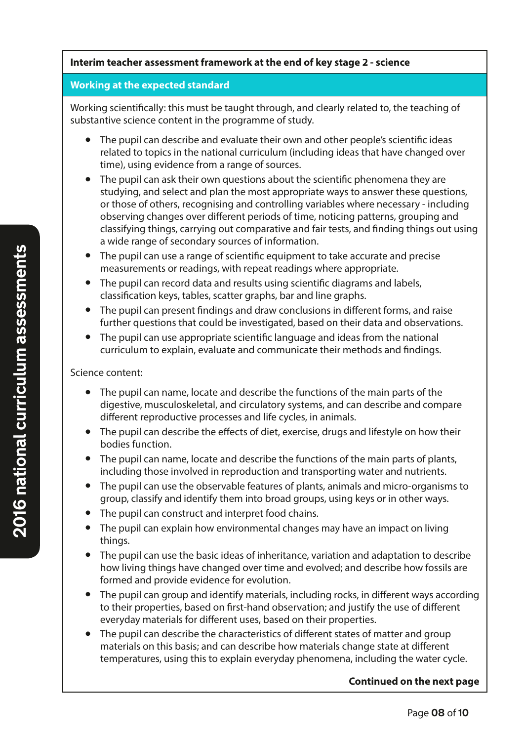**Interim teacher assessment framework at the end of key stage 2 - science**

**Working at the expected standard**

Working scientifically: this must be taught through, and clearly related to, the teaching of substantive science content in the programme of study.

- The pupil can describe and evaluate their own and other people's scientific ideas related to topics in the national curriculum (including ideas that have changed over time), using evidence from a range of sources.
- The pupil can ask their own questions about the scientific phenomena they are studying, and select and plan the most appropriate ways to answer these questions, or those of others, recognising and controlling variables where necessary - including observing changes over different periods of time, noticing patterns, grouping and classifying things, carrying out comparative and fair tests, and finding things out using a wide range of secondary sources of information.
- The pupil can use a range of scientific equipment to take accurate and precise measurements or readings, with repeat readings where appropriate.
- The pupil can record data and results using scientific diagrams and labels, classification keys, tables, scatter graphs, bar and line graphs.
- The pupil can present findings and draw conclusions in different forms, and raise further questions that could be investigated, based on their data and observations.
- The pupil can use appropriate scientific language and ideas from the national curriculum to explain, evaluate and communicate their methods and findings.

Science content:

- The pupil can name, locate and describe the functions of the main parts of the digestive, musculoskeletal, and circulatory systems, and can describe and compare different reproductive processes and life cycles, in animals.
- The pupil can describe the effects of diet, exercise, drugs and lifestyle on how their bodies function.
- The pupil can name, locate and describe the functions of the main parts of plants, including those involved in reproduction and transporting water and nutrients.
- The pupil can use the observable features of plants, animals and micro-organisms to group, classify and identify them into broad groups, using keys or in other ways.
- The pupil can construct and interpret food chains.
- The pupil can explain how environmental changes may have an impact on living things.
- The pupil can use the basic ideas of inheritance, variation and adaptation to describe how living things have changed over time and evolved; and describe how fossils are formed and provide evidence for evolution.
- The pupil can group and identify materials, including rocks, in different ways according to their properties, based on first-hand observation; and justify the use of different everyday materials for different uses, based on their properties.
- The pupil can describe the characteristics of different states of matter and group materials on this basis; and can describe how materials change state at different temperatures, using this to explain everyday phenomena, including the water cycle.

**Continued on the next page**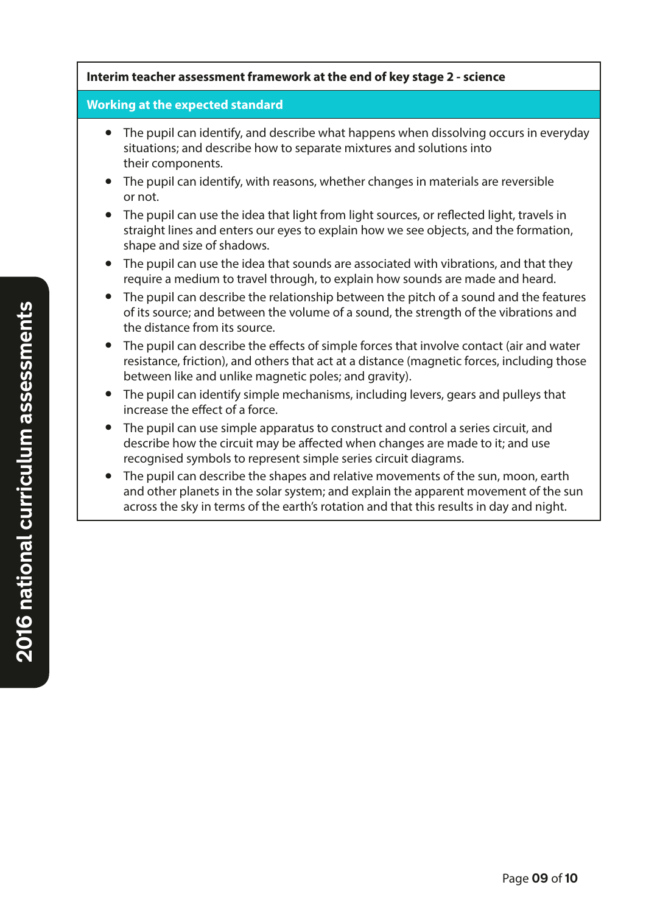**Interim teacher assessment framework at the end of key stage 2 - science**

**Working at the expected standard**

- The pupil can identify, and describe what happens when dissolving occurs in everyday situations; and describe how to separate mixtures and solutions into their components.
- The pupil can identify, with reasons, whether changes in materials are reversible or not.
- The pupil can use the idea that light from light sources, or reflected light, travels in straight lines and enters our eyes to explain how we see objects, and the formation, shape and size of shadows.
- The pupil can use the idea that sounds are associated with vibrations, and that they require a medium to travel through, to explain how sounds are made and heard.
- The pupil can describe the relationship between the pitch of a sound and the features of its source; and between the volume of a sound, the strength of the vibrations and the distance from its source.
- The pupil can describe the effects of simple forces that involve contact (air and water resistance, friction), and others that act at a distance (magnetic forces, including those between like and unlike magnetic poles; and gravity).
- The pupil can identify simple mechanisms, including levers, gears and pulleys that increase the effect of a force.
- The pupil can use simple apparatus to construct and control a series circuit, and describe how the circuit may be affected when changes are made to it; and use recognised symbols to represent simple series circuit diagrams.
- The pupil can describe the shapes and relative movements of the sun, moon, earth and other planets in the solar system; and explain the apparent movement of the sun across the sky in terms of the earth's rotation and that this results in day and night.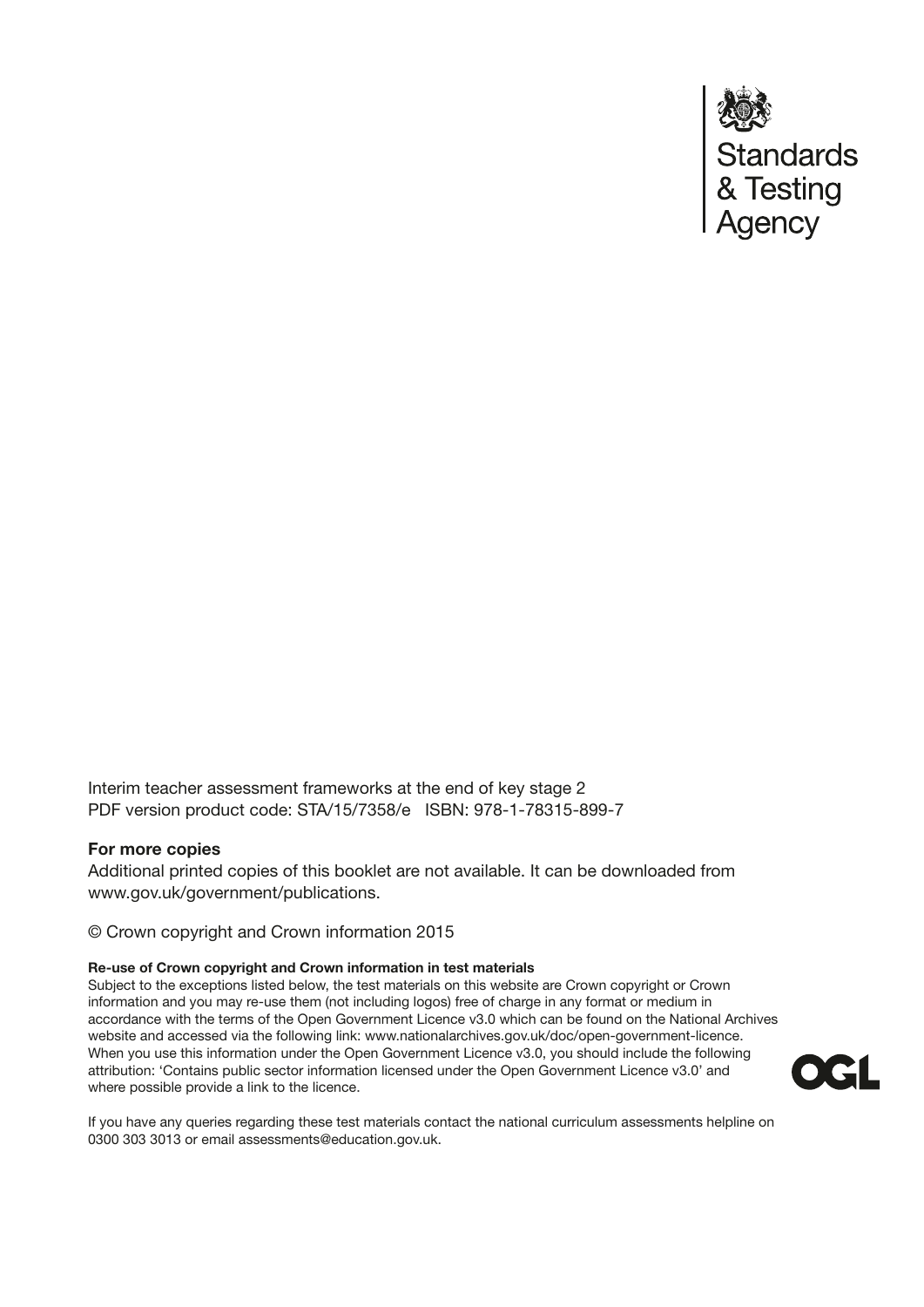Standards
& Testing
Agency

Interim teacher assessment frameworks at the end of key stage 2
PDF version product code: STA/15/7358/e ISBN: 978-1-78315-899-7

**For more copies**

Additional printed copies of this booklet are not available. It can be downloaded from www.gov.uk/government/publications.

© Crown copyright and Crown information 2015

**Re-use of Crown copyright and Crown information in test materials**

Subject to the exceptions listed below, the test materials on this website are Crown copyright or Crown information and you may re-use them (not including logos) free of charge in any format or medium in accordance with the terms of the Open Government Licence v3.0 which can be found on the National Archives website and accessed via the following link: www.nationalarchives.gov.uk/doc/open-government-licence. When you use this information under the Open Government Licence v3.0, you should include the following attribution: 'Contains public sector information licensed under the Open Government Licence v3.0' and where possible provide a link to the licence.

OGL

If you have any queries regarding these test materials contact the national curriculum assessments helpline on 0300 303 3013 or email assessments@education.gov.uk.